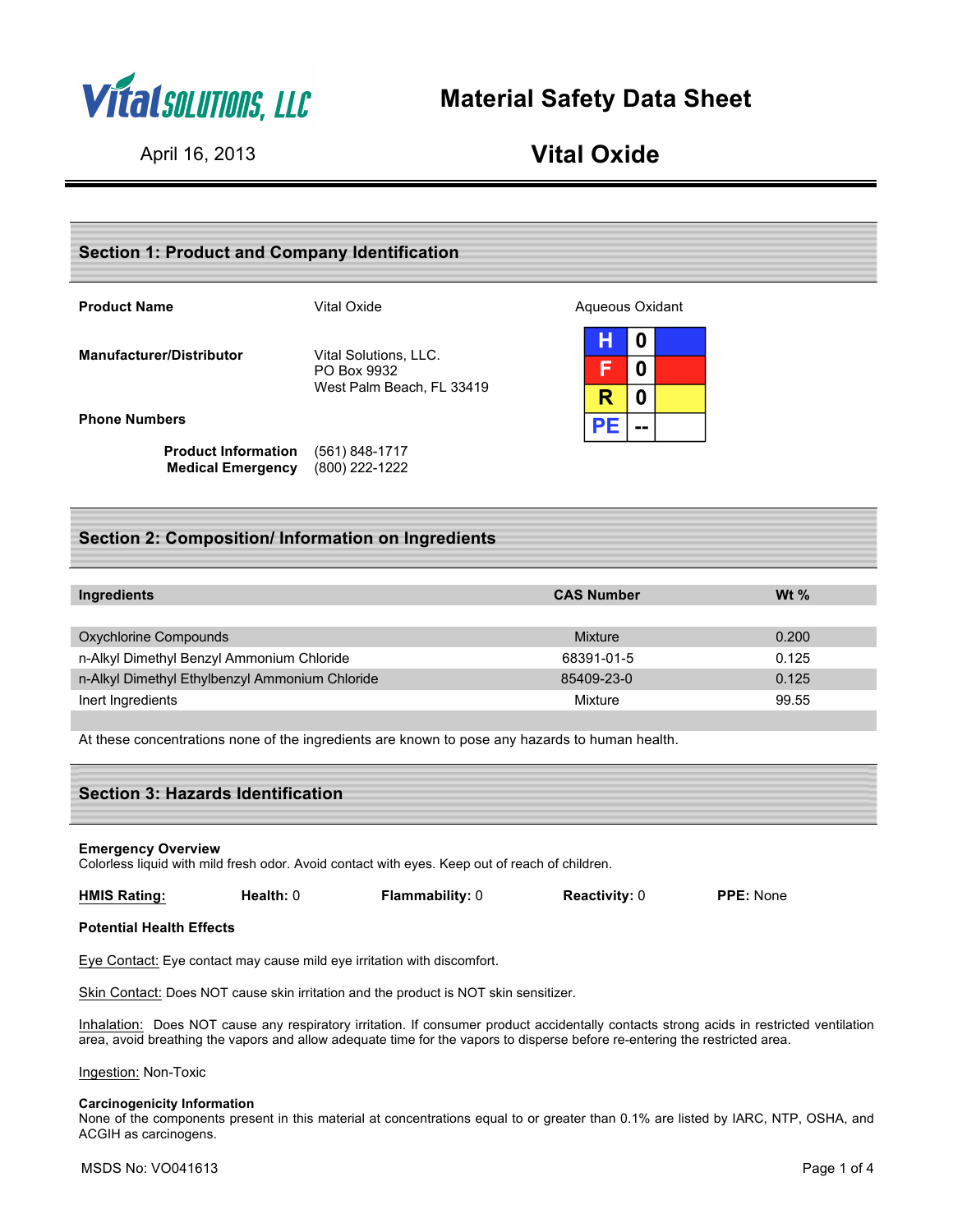Vital SOLUTIONS, LLC

# Material Safety Data Sheet

April 16, 2013

# Vital Oxide

## Section 1: Product and Company Identification

**Product Name** Vital Oxide

Aqueous Oxidant

| H | 0 |
|---|---|
| F | 0 |
| R | 0 |
| PE | -- |

**Manufacturer/Distributor** Vital Solutions, LLC.
PO Box 9932
West Palm Beach, FL 33419

**Phone Numbers**

**Product Information** (561) 848-1717
**Medical Emergency** (800) 222-1222

## Section 2: Composition/ Information on Ingredients

| Ingredients | CAS Number | Wt % |
|---|---|---|
| Oxychlorine Compounds | Mixture | 0.200 |
| n-Alkyl Dimethyl Benzyl Ammonium Chloride | 68391-01-5 | 0.125 |
| n-Alkyl Dimethyl Ethylbenzyl Ammonium Chloride | 85409-23-0 | 0.125 |
| Inert Ingredients | Mixture | 99.55 |

At these concentrations none of the ingredients are known to pose any hazards to human health.

## Section 3: Hazards Identification

**Emergency Overview**
Colorless liquid with mild fresh odor. Avoid contact with eyes. Keep out of reach of children.

**HMIS Rating:** **Health:** 0 **Flammability:** 0 **Reactivity:** 0 **PPE:** None

**Potential Health Effects**

Eye Contact: Eye contact may cause mild eye irritation with discomfort.

Skin Contact: Does NOT cause skin irritation and the product is NOT skin sensitizer.

Inhalation: Does NOT cause any respiratory irritation. If consumer product accidentally contacts strong acids in restricted ventilation area, avoid breathing the vapors and allow adequate time for the vapors to disperse before re-entering the restricted area.

Ingestion: Non-Toxic

**Carcinogenicity Information**
None of the components present in this material at concentrations equal to or greater than 0.1% are listed by IARC, NTP, OSHA, and ACGIH as carcinogens.

MSDS No: VO041613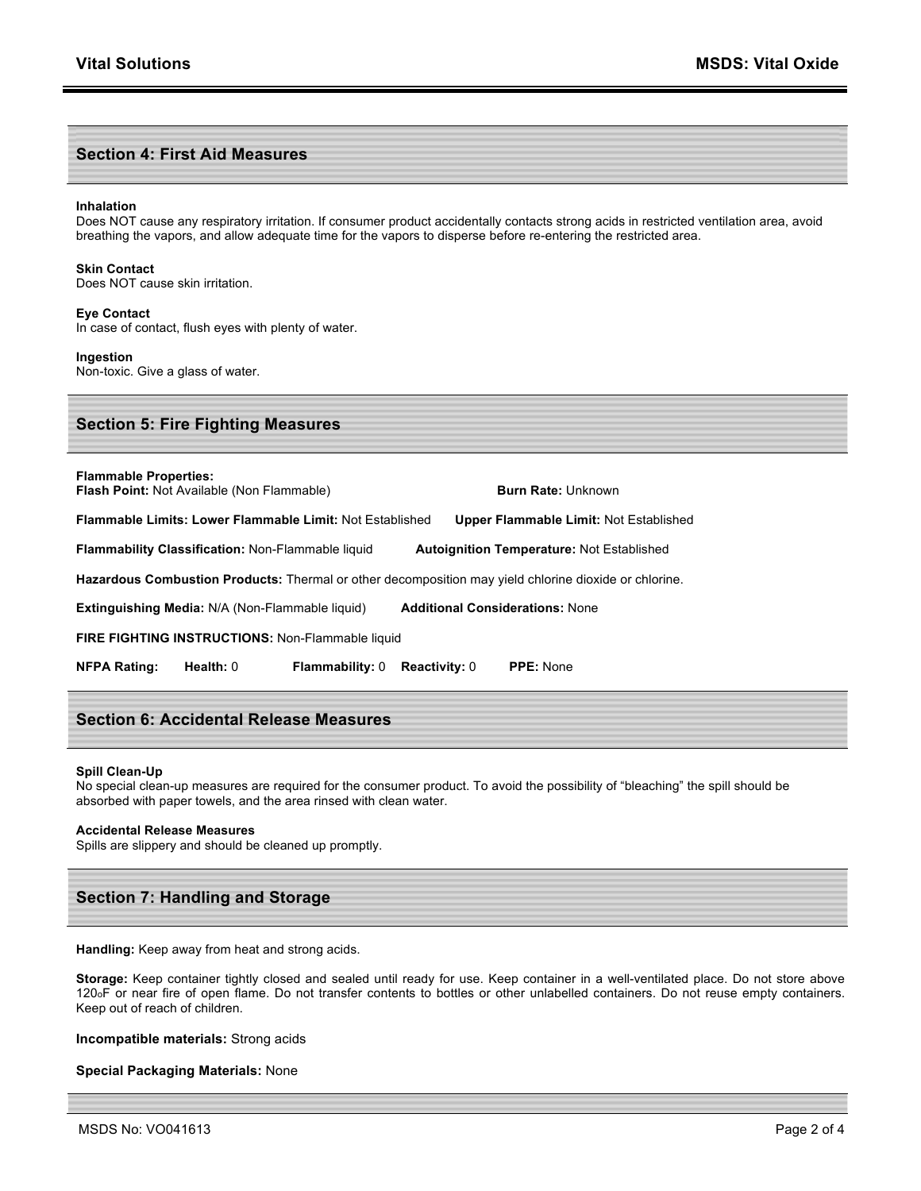## Section 4: First Aid Measures

**Inhalation**
Does NOT cause any respiratory irritation. If consumer product accidentally contacts strong acids in restricted ventilation area, avoid breathing the vapors, and allow adequate time for the vapors to disperse before re-entering the restricted area.

**Skin Contact**
Does NOT cause skin irritation.

**Eye Contact**
In case of contact, flush eyes with plenty of water.

**Ingestion**
Non-toxic. Give a glass of water.

## Section 5: Fire Fighting Measures

**Flammable Properties:**
**Flash Point:** Not Available (Non Flammable) **Burn Rate:** Unknown

**Flammable Limits: Lower Flammable Limit:** Not Established **Upper Flammable Limit:** Not Established

**Flammability Classification:** Non-Flammable liquid **Autoignition Temperature:** Not Established

**Hazardous Combustion Products:** Thermal or other decomposition may yield chlorine dioxide or chlorine.

**Extinguishing Media:** N/A (Non-Flammable liquid) **Additional Considerations:** None

**FIRE FIGHTING INSTRUCTIONS:** Non-Flammable liquid

**NFPA Rating:** **Health:** 0 **Flammability:** 0 **Reactivity:** 0 **PPE:** None

## Section 6: Accidental Release Measures

**Spill Clean-Up**
No special clean-up measures are required for the consumer product. To avoid the possibility of "bleaching" the spill should be absorbed with paper towels, and the area rinsed with clean water.

**Accidental Release Measures**
Spills are slippery and should be cleaned up promptly.

## Section 7: Handling and Storage

**Handling:** Keep away from heat and strong acids.

**Storage:** Keep container tightly closed and sealed until ready for use. Keep container in a well-ventilated place. Do not store above 120$^{o}$F or near fire of open flame. Do not transfer contents to bottles or other unlabelled containers. Do not reuse empty containers. Keep out of reach of children.

**Incompatible materials:** Strong acids

**Special Packaging Materials:** None

MSDS No: VO041613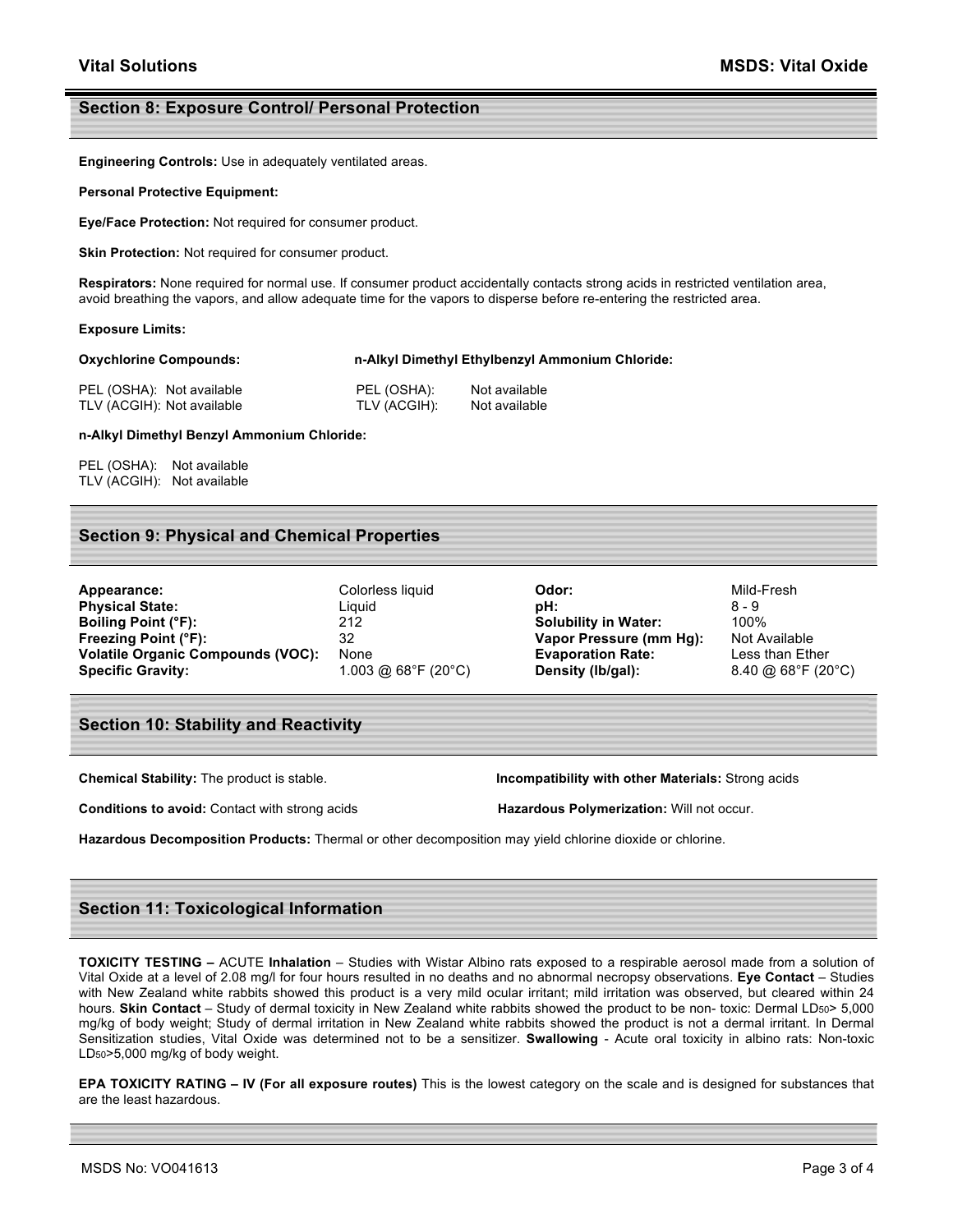## Section 8: Exposure Control/ Personal Protection

**Engineering Controls:** Use in adequately ventilated areas.

**Personal Protective Equipment:**

**Eye/Face Protection:** Not required for consumer product.

**Skin Protection:** Not required for consumer product.

**Respirators:** None required for normal use. If consumer product accidentally contacts strong acids in restricted ventilation area, avoid breathing the vapors, and allow adequate time for the vapors to disperse before re-entering the restricted area.

**Exposure Limits:**

**Oxychlorine Compounds:**

PEL (OSHA): Not available
TLV (ACGIH): Not available

**n-Alkyl Dimethyl Ethylbenzyl Ammonium Chloride:**

PEL (OSHA): Not available
TLV (ACGIH): Not available

**n-Alkyl Dimethyl Benzyl Ammonium Chloride:**

PEL (OSHA): Not available
TLV (ACGIH): Not available

## Section 9: Physical and Chemical Properties

| | | | |
|---|---|---|---|
| **Appearance:** | Colorless liquid | **Odor:** | Mild-Fresh |
| **Physical State:** | Liquid | **pH:** | 8 - 9 |
| **Boiling Point (°F):** | 212 | **Solubility in Water:** | 100% |
| **Freezing Point (°F):** | 32 | **Vapor Pressure (mm Hg):** | Not Available |
| **Volatile Organic Compounds (VOC):** | None | **Evaporation Rate:** | Less than Ether |
| **Specific Gravity:** | 1.003 @ 68°F (20°C) | **Density (lb/gal):** | 8.40 @ 68°F (20°C) |

## Section 10: Stability and Reactivity

**Chemical Stability:** The product is stable.

**Incompatibility with other Materials:** Strong acids

**Conditions to avoid:** Contact with strong acids

**Hazardous Polymerization:** Will not occur.

**Hazardous Decomposition Products:** Thermal or other decomposition may yield chlorine dioxide or chlorine.

## Section 11: Toxicological Information

**TOXICITY TESTING –** ACUTE **Inhalation** – Studies with Wistar Albino rats exposed to a respirable aerosol made from a solution of Vital Oxide at a level of 2.08 mg/l for four hours resulted in no deaths and no abnormal necropsy observations. **Eye Contact** – Studies with New Zealand white rabbits showed this product is a very mild ocular irritant; mild irritation was observed, but cleared within 24 hours. **Skin Contact** – Study of dermal toxicity in New Zealand white rabbits showed the product to be non- toxic: Dermal $LD_{50}$> 5,000 mg/kg of body weight; Study of dermal irritation in New Zealand white rabbits showed the product is not a dermal irritant. In Dermal Sensitization studies, Vital Oxide was determined not to be a sensitizer. **Swallowing** - Acute oral toxicity in albino rats: Non-toxic $LD_{50}$>5,000 mg/kg of body weight.

**EPA TOXICITY RATING – IV (For all exposure routes)** This is the lowest category on the scale and is designed for substances that are the least hazardous.

MSDS No: VO041613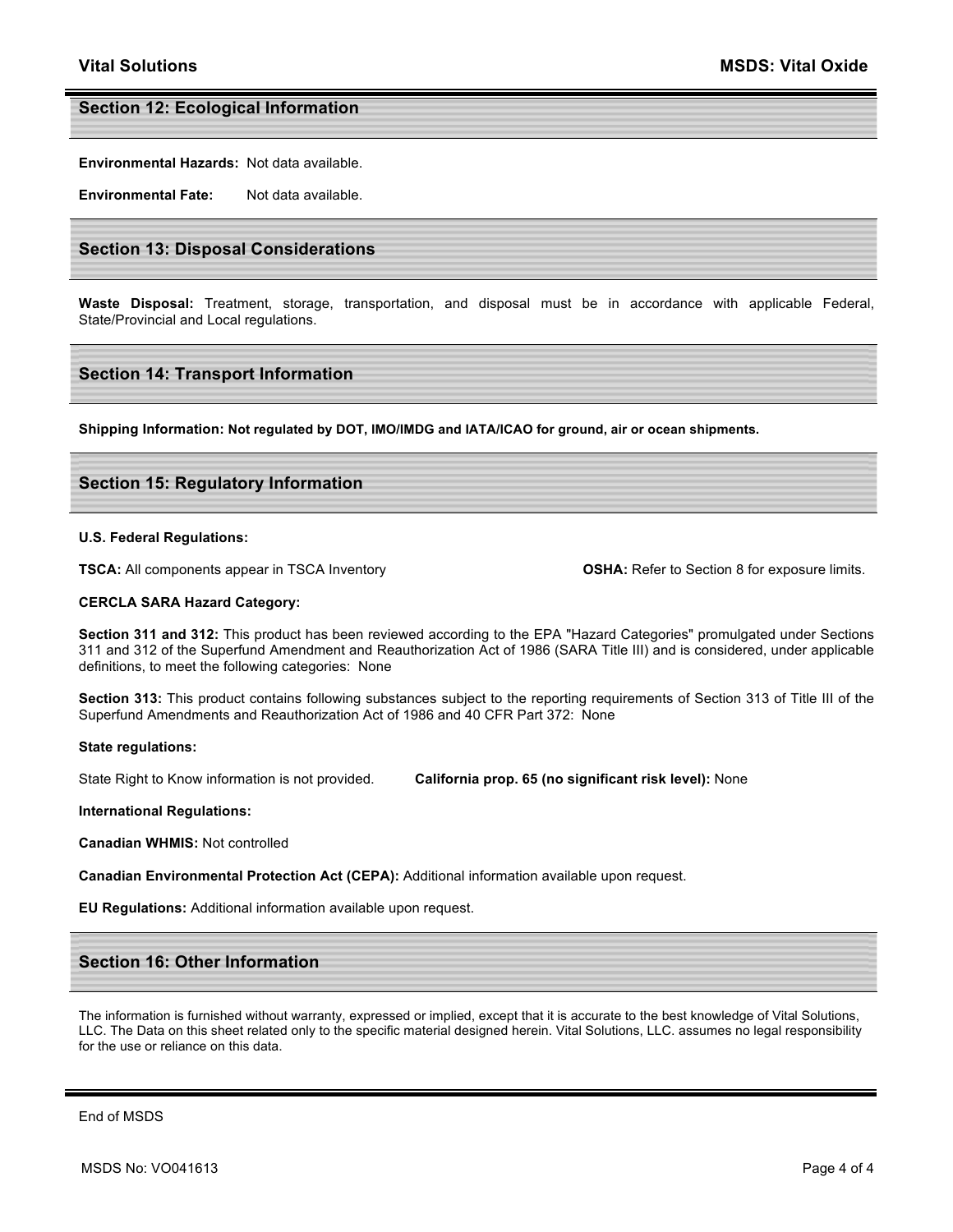## Section 12: Ecological Information

**Environmental Hazards:** Not data available.

**Environmental Fate:** Not data available.

## Section 13: Disposal Considerations

**Waste Disposal:** Treatment, storage, transportation, and disposal must be in accordance with applicable Federal, State/Provincial and Local regulations.

## Section 14: Transport Information

**Shipping Information: Not regulated by DOT, IMO/IMDG and IATA/ICAO for ground, air or ocean shipments.**

## Section 15: Regulatory Information

**U.S. Federal Regulations:**

**TSCA:** All components appear in TSCA Inventory

**OSHA:** Refer to Section 8 for exposure limits.

**CERCLA SARA Hazard Category:**

**Section 311 and 312:** This product has been reviewed according to the EPA "Hazard Categories" promulgated under Sections 311 and 312 of the Superfund Amendment and Reauthorization Act of 1986 (SARA Title III) and is considered, under applicable definitions, to meet the following categories: None

**Section 313:** This product contains following substances subject to the reporting requirements of Section 313 of Title III of the Superfund Amendments and Reauthorization Act of 1986 and 40 CFR Part 372: None

**State regulations:**

State Right to Know information is not provided.

**California prop. 65 (no significant risk level):** None

**International Regulations:**

**Canadian WHMIS:** Not controlled

**Canadian Environmental Protection Act (CEPA):** Additional information available upon request.

**EU Regulations:** Additional information available upon request.

## Section 16: Other Information

The information is furnished without warranty, expressed or implied, except that it is accurate to the best knowledge of Vital Solutions, LLC. The Data on this sheet related only to the specific material designed herein. Vital Solutions, LLC. assumes no legal responsibility for the use or reliance on this data.

End of MSDS

MSDS No: VO041613